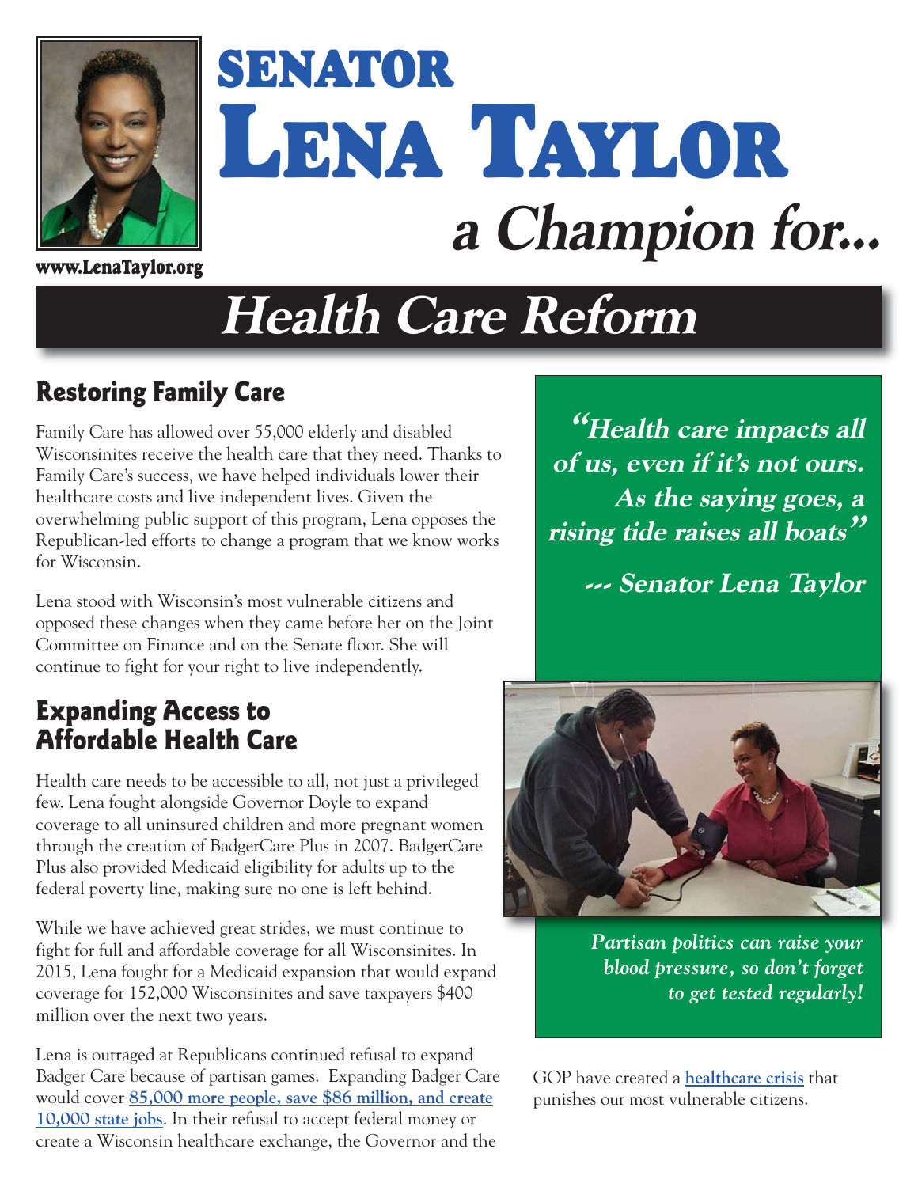# SENATOR LENA TAYLOR *a Champion for...*

www.LenaTaylor.org

# *Health Care Reform*

## Restoring Family Care

Family Care has allowed over 55,000 elderly and disabled Wisconsinites receive the health care that they need. Thanks to Family Care's success, we have helped individuals lower their healthcare costs and live independent lives. Given the overwhelming public support of this program, Lena opposes the Republican-led efforts to change a program that we know works for Wisconsin.

Lena stood with Wisconsin's most vulnerable citizens and opposed these changes when they came before her on the Joint Committee on Finance and on the Senate floor. She will continue to fight for your right to live independently.

## Expanding Access to Affordable Health Care

Health care needs to be accessible to all, not just a privileged few. Lena fought alongside Governor Doyle to expand coverage to all uninsured children and more pregnant women through the creation of BadgerCare Plus in 2007. BadgerCare Plus also provided Medicaid eligibility for adults up to the federal poverty line, making sure no one is left behind.

While we have achieved great strides, we must continue to fight for full and affordable coverage for all Wisconsinites. In 2015, Lena fought for a Medicaid expansion that would expand coverage for 152,000 Wisconsinites and save taxpayers $400 million over the next two years.

Lena is outraged at Republicans continued refusal to expand Badger Care because of partisan games. Expanding Badger Care would cover **85,000 more people, save $86 million, and create 10,000 state jobs**. In their refusal to accept federal money or create a Wisconsin healthcare exchange, the Governor and the

***"Health care impacts all of us, even if it's not ours. As the saying goes, a rising tide raises all boats"***

***--- Senator Lena Taylor***

*Partisan politics can raise your blood pressure, so don't forget to get tested regularly!*

GOP have created a **healthcare crisis** that punishes our most vulnerable citizens.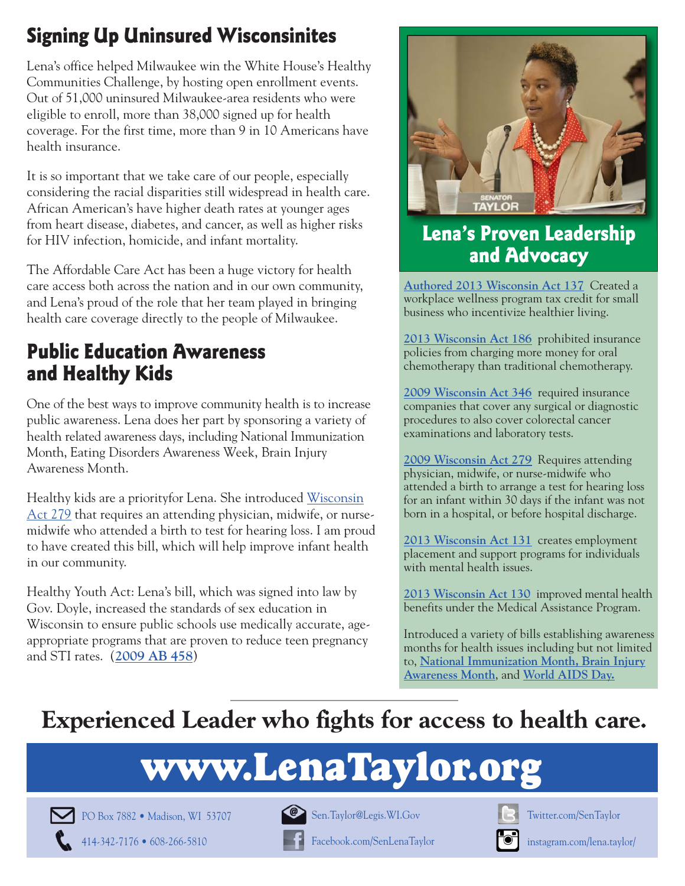## Signing Up Uninsured Wisconsinites

Lena's office helped Milwaukee win the White House's Healthy Communities Challenge, by hosting open enrollment events. Out of 51,000 uninsured Milwaukee-area residents who were eligible to enroll, more than 38,000 signed up for health coverage. For the first time, more than 9 in 10 Americans have health insurance.

It is so important that we take care of our people, especially considering the racial disparities still widespread in health care. African American's have higher death rates at younger ages from heart disease, diabetes, and cancer, as well as higher risks for HIV infection, homicide, and infant mortality.

The Affordable Care Act has been a huge victory for health care access both across the nation and in our own community, and Lena's proud of the role that her team played in bringing health care coverage directly to the people of Milwaukee.

## Public Education Awareness and Healthy Kids

One of the best ways to improve community health is to increase public awareness. Lena does her part by sponsoring a variety of health related awareness days, including National Immunization Month, Eating Disorders Awareness Week, Brain Injury Awareness Month.

Healthy kids are a priorityfor Lena. She introduced Wisconsin Act 279 that requires an attending physician, midwife, or nurse-midwife who attended a birth to test for hearing loss. I am proud to have created this bill, which will help improve infant health in our community.

Healthy Youth Act: Lena's bill, which was signed into law by Gov. Doyle, increased the standards of sex education in Wisconsin to ensure public schools use medically accurate, age-appropriate programs that are proven to reduce teen pregnancy and STI rates. (**2009 AB 458**)

## Lena's Proven Leadership and Advocacy

**Authored 2013 Wisconsin Act 137** Created a workplace wellness program tax credit for small business who incentivize healthier living.

**2013 Wisconsin Act 186** prohibited insurance policies from charging more money for oral chemotherapy than traditional chemotherapy.

**2009 Wisconsin Act 346** required insurance companies that cover any surgical or diagnostic procedures to also cover colorectal cancer examinations and laboratory tests.

**2009 Wisconsin Act 279** Requires attending physician, midwife, or nurse-midwife who attended a birth to arrange a test for hearing loss for an infant within 30 days if the infant was not born in a hospital, or before hospital discharge.

**2013 Wisconsin Act 131** creates employment placement and support programs for individuals with mental health issues.

**2013 Wisconsin Act 130** improved mental health benefits under the Medical Assistance Program.

Introduced a variety of bills establishing awareness months for health issues including but not limited to, **National Immunization Month, Brain Injury Awareness Month**, and **World AIDS Day.**

# Experienced Leader who fights for access to health care.

# www.LenaTaylor.org

PO Box 7882 • Madison, WI 53707

414-342-7176 • 608-266-5810

Sen.Taylor@Legis.WI.Gov

Facebook.com/SenLenaTaylor

Twitter.com/SenTaylor

instagram.com/lena.taylor/